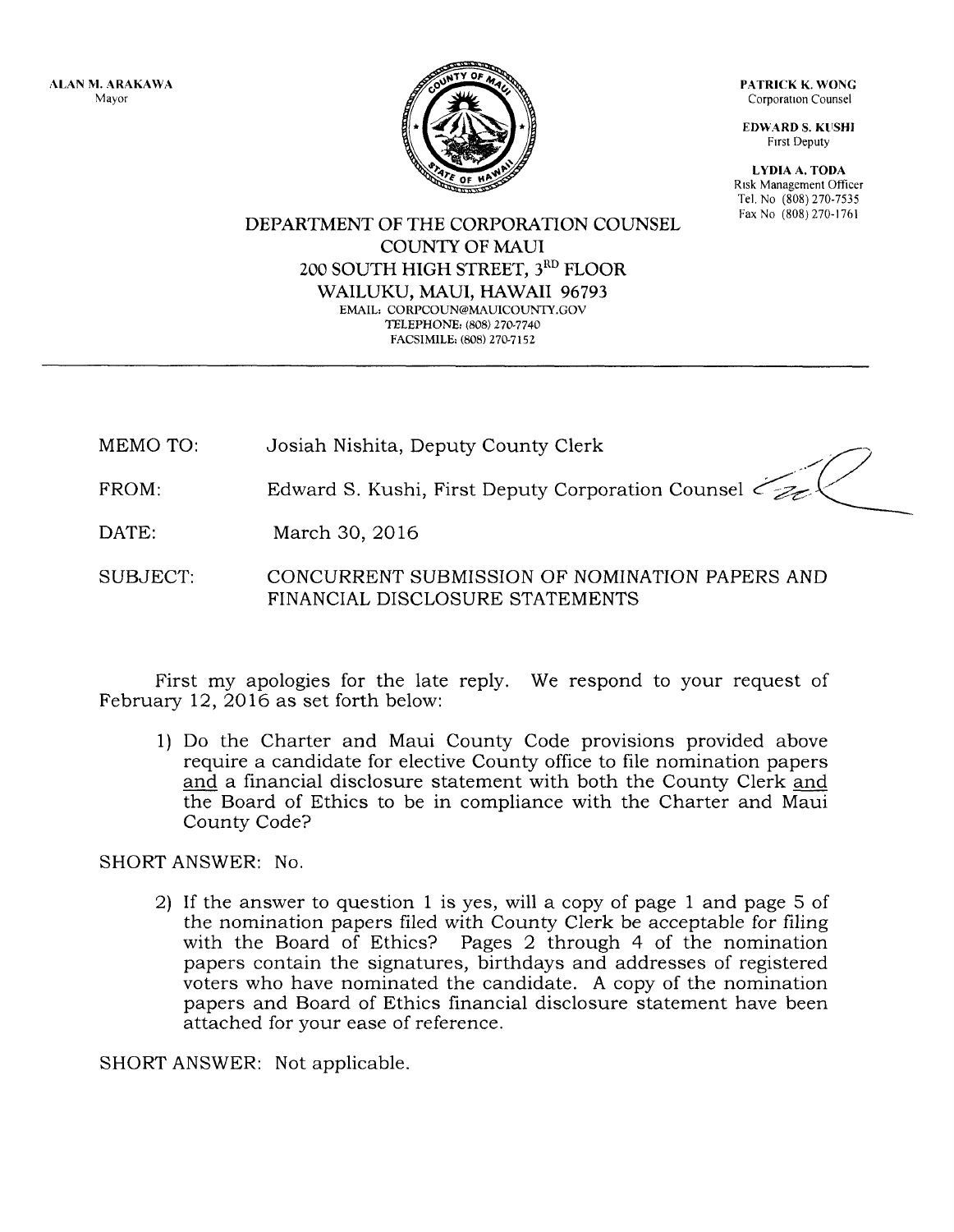ALAN M. ARAKAWA
Mayor

PATRICK K. WONG
Corporation Counsel

EDWARD S. KUSHI
First Deputy

LYDIA A. TODA
Risk Management Officer
Tel. No (808) 270-7535
Fax No (808) 270-1761

# DEPARTMENT OF THE CORPORATION COUNSEL
## COUNTY OF MAUI
## 200 SOUTH HIGH STREET, 3RD FLOOR
## WAILUKU, MAUI, HAWAII 96793

EMAIL: CORPCOUN@MAUICOUNTY.GOV
TELEPHONE: (808) 270-7740
FACSIMILE: (808) 270-7152

---

MEMO TO: Josiah Nishita, Deputy County Clerk

FROM: Edward S. Kushi, First Deputy Corporation Counsel

DATE: March 30, 2016

SUBJECT: CONCURRENT SUBMISSION OF NOMINATION PAPERS AND FINANCIAL DISCLOSURE STATEMENTS

First my apologies for the late reply. We respond to your request of February 12, 2016 as set forth below:

1) Do the Charter and Maui County Code provisions provided above require a candidate for elective County office to file nomination papers <u>and</u> a financial disclosure statement with both the County Clerk <u>and</u> the Board of Ethics to be in compliance with the Charter and Maui County Code?

SHORT ANSWER: No.

2) If the answer to question 1 is yes, will a copy of page 1 and page 5 of the nomination papers filed with County Clerk be acceptable for filing with the Board of Ethics? Pages 2 through 4 of the nomination papers contain the signatures, birthdays and addresses of registered voters who have nominated the candidate. A copy of the nomination papers and Board of Ethics financial disclosure statement have been attached for your ease of reference.

SHORT ANSWER: Not applicable.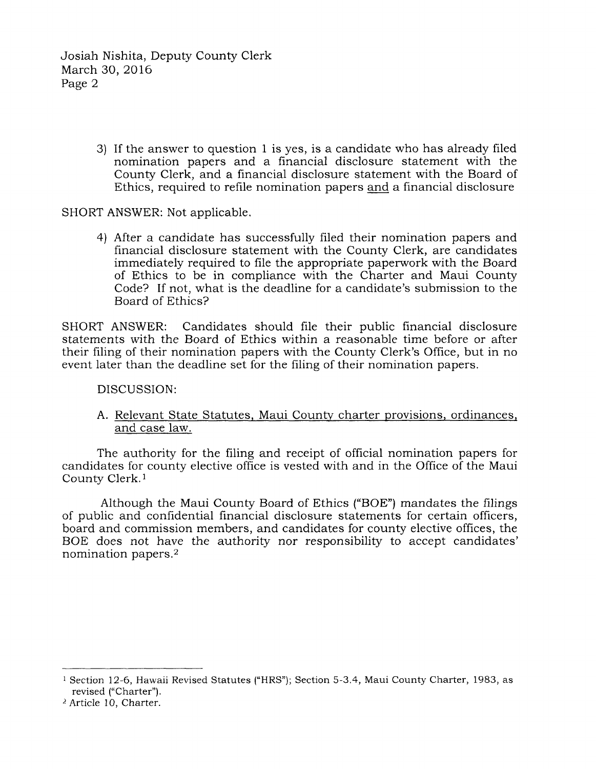3) If the answer to question 1 is yes, is a candidate who has already filed nomination papers and a financial disclosure statement with the County Clerk, and a financial disclosure statement with the Board of Ethics, required to refile nomination papers <u>and</u> a financial disclosure

SHORT ANSWER: Not applicable.

4) After a candidate has successfully filed their nomination papers and financial disclosure statement with the County Clerk, are candidates immediately required to file the appropriate paperwork with the Board of Ethics to be in compliance with the Charter and Maui County Code? If not, what is the deadline for a candidate's submission to the Board of Ethics?

SHORT ANSWER: Candidates should file their public financial disclosure statements with the Board of Ethics within a reasonable time before or after their filing of their nomination papers with the County Clerk's Office, but in no event later than the deadline set for the filing of their nomination papers.

DISCUSSION:

A. <u>Relevant State Statutes, Maui County charter provisions, ordinances, and case law.</u>

The authority for the filing and receipt of official nomination papers for candidates for county elective office is vested with and in the Office of the Maui County Clerk.[1]

Although the Maui County Board of Ethics ("BOE") mandates the filings of public and confidential financial disclosure statements for certain officers, board and commission members, and candidates for county elective offices, the BOE does not have the authority nor responsibility to accept candidates' nomination papers.[2]

---

[1] Section 12-6, Hawaii Revised Statutes ("HRS"); Section 5-3.4, Maui County Charter, 1983, as revised ("Charter").

[2] Article 10, Charter.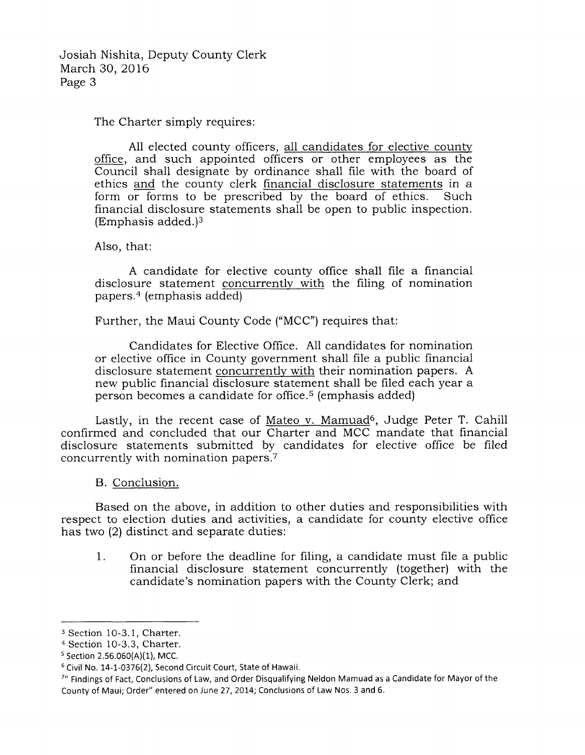The Charter simply requires:

> All elected county officers, all candidates for elective county office, and such appointed officers or other employees as the Council shall designate by ordinance shall file with the board of ethics and the county clerk financial disclosure statements in a form or forms to be prescribed by the board of ethics. Such financial disclosure statements shall be open to public inspection. (Emphasis added.)[3]

Also, that:

> A candidate for elective county office shall file a financial disclosure statement concurrently with the filing of nomination papers.[4] (emphasis added)

Further, the Maui County Code ("MCC") requires that:

> Candidates for Elective Office. All candidates for nomination or elective office in County government shall file a public financial disclosure statement concurrently with their nomination papers. A new public financial disclosure statement shall be filed each year a person becomes a candidate for office.[5] (emphasis added)

Lastly, in the recent case of Mateo v. Mamuad[6], Judge Peter T. Cahill confirmed and concluded that our Charter and MCC mandate that financial disclosure statements submitted by candidates for elective office be filed concurrently with nomination papers.[7]

B. Conclusion.

Based on the above, in addition to other duties and responsibilities with respect to election duties and activities, a candidate for county elective office has two (2) distinct and separate duties:

1. On or before the deadline for filing, a candidate must file a public financial disclosure statement concurrently (together) with the candidate's nomination papers with the County Clerk; and

---

[3] Section 10-3.1, Charter.

[4] Section 10-3.3, Charter.

[5] Section 2.56.060(A)(1), MCC.

[6] Civil No. 14-1-0376(2), Second Circuit Court, State of Hawaii.

[7] "Findings of Fact, Conclusions of Law, and Order Disqualifying Neldon Mamuad as a Candidate for Mayor of the County of Maui; Order" entered on June 27, 2014; Conclusions of Law Nos. 3 and 6.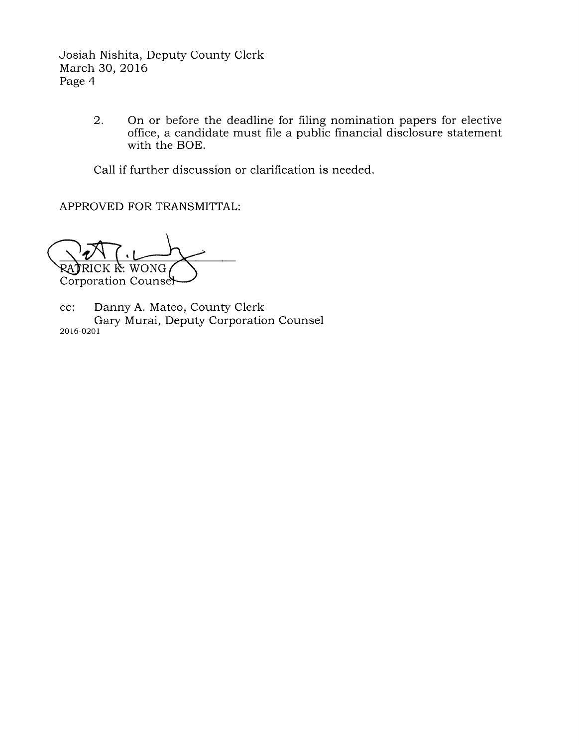2. On or before the deadline for filing nomination papers for elective office, a candidate must file a public financial disclosure statement with the BOE.

Call if further discussion or clarification is needed.

APPROVED FOR TRANSMITTAL:

PATRICK K. WONG
Corporation Counsel

cc: Danny A. Mateo, County Clerk
Gary Murai, Deputy Corporation Counsel

2016-0201